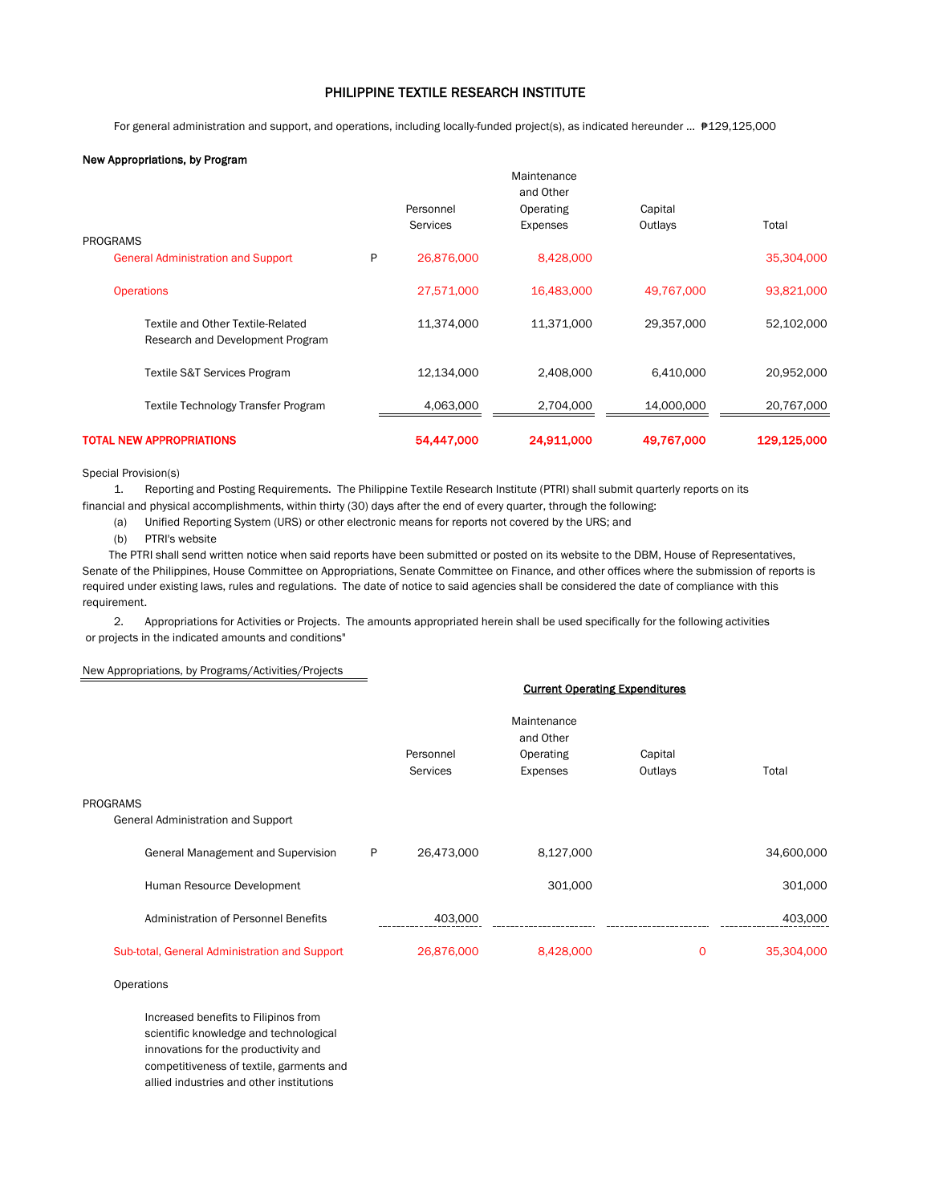# PHILIPPINE TEXTILE RESEARCH INSTITUTE

For general administration and support, and operations, including locally-funded project(s), as indicated hereunder ... ₱129,125,000

**New Appropriations, by Program**

| | | Personnel Services | Maintenance and Other Operating Expenses | Capital Outlays | Total |
|---|---|---|---|---|---|
| PROGRAMS | | | | | |
| General Administration and Support | P | 26,876,000 | 8,428,000 | | 35,304,000 |
| Operations | | 27,571,000 | 16,483,000 | 49,767,000 | 93,821,000 |
| Textile and Other Textile-Related Research and Development Program | | 11,374,000 | 11,371,000 | 29,357,000 | 52,102,000 |
| Textile S&T Services Program | | 12,134,000 | 2,408,000 | 6,410,000 | 20,952,000 |
| Textile Technology Transfer Program | | 4,063,000 | 2,704,000 | 14,000,000 | 20,767,000 |
| **TOTAL NEW APPROPRIATIONS** | | **54,447,000** | **24,911,000** | **49,767,000** | **129,125,000** |

Special Provision(s)

1. Reporting and Posting Requirements. The Philippine Textile Research Institute (PTRI) shall submit quarterly reports on its financial and physical accomplishments, within thirty (30) days after the end of every quarter, through the following:

   (a) Unified Reporting System (URS) or other electronic means for reports not covered by the URS; and

   (b) PTRI's website

   The PTRI shall send written notice when said reports have been submitted or posted on its website to the DBM, House of Representatives, Senate of the Philippines, House Committee on Appropriations, Senate Committee on Finance, and other offices where the submission of reports is required under existing laws, rules and regulations. The date of notice to said agencies shall be considered the date of compliance with this requirement.

2. Appropriations for Activities or Projects. The amounts appropriated herein shall be used specifically for the following activities or projects in the indicated amounts and conditions"

New Appropriations, by Programs/Activities/Projects

**Current Operating Expenditures**

| | | Personnel Services | Maintenance and Other Operating Expenses | Capital Outlays | Total |
|---|---|---|---|---|---|
| PROGRAMS | | | | | |
| General Administration and Support | | | | | |
| General Management and Supervision | P | 26,473,000 | 8,127,000 | | 34,600,000 |
| Human Resource Development | | | 301,000 | | 301,000 |
| Administration of Personnel Benefits | | 403,000 | | | 403,000 |
| Sub-total, General Administration and Support | | 26,876,000 | 8,428,000 | 0 | 35,304,000 |
| Operations | | | | | |
| Increased benefits to Filipinos from scientific knowledge and technological innovations for the productivity and competitiveness of textile, garments and allied industries and other institutions | | | | | |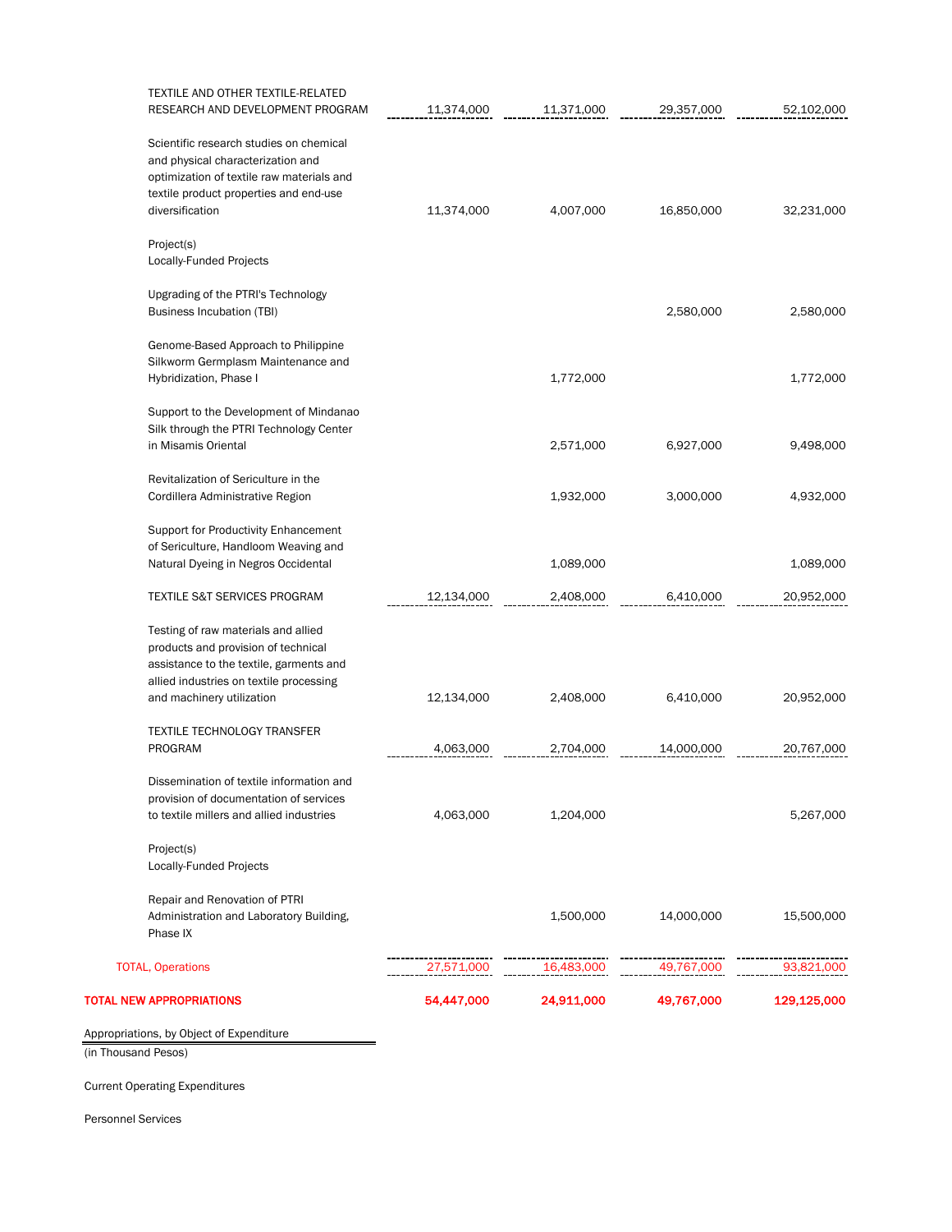| | | | | |
|---|---|---|---|---|
| TEXTILE AND OTHER TEXTILE-RELATED RESEARCH AND DEVELOPMENT PROGRAM | 11,374,000 | 11,371,000 | 29,357,000 | 52,102,000 |
| Scientific research studies on chemical and physical characterization and optimization of textile raw materials and textile product properties and end-use diversification | 11,374,000 | 4,007,000 | 16,850,000 | 32,231,000 |
| Project(s) | | | | |
| Locally-Funded Projects | | | | |
| Upgrading of the PTRI's Technology Business Incubation (TBI) | | | 2,580,000 | 2,580,000 |
| Genome-Based Approach to Philippine Silkworm Germplasm Maintenance and Hybridization, Phase I | | 1,772,000 | | 1,772,000 |
| Support to the Development of Mindanao Silk through the PTRI Technology Center in Misamis Oriental | | 2,571,000 | 6,927,000 | 9,498,000 |
| Revitalization of Sericulture in the Cordillera Administrative Region | | 1,932,000 | 3,000,000 | 4,932,000 |
| Support for Productivity Enhancement of Sericulture, Handloom Weaving and Natural Dyeing in Negros Occidental | | 1,089,000 | | 1,089,000 |
| TEXTILE S&T SERVICES PROGRAM | 12,134,000 | 2,408,000 | 6,410,000 | 20,952,000 |
| Testing of raw materials and allied products and provision of technical assistance to the textile, garments and allied industries on textile processing and machinery utilization | 12,134,000 | 2,408,000 | 6,410,000 | 20,952,000 |
| TEXTILE TECHNOLOGY TRANSFER PROGRAM | 4,063,000 | 2,704,000 | 14,000,000 | 20,767,000 |
| Dissemination of textile information and provision of documentation of services to textile millers and allied industries | 4,063,000 | 1,204,000 | | 5,267,000 |
| Project(s) | | | | |
| Locally-Funded Projects | | | | |
| Repair and Renovation of PTRI Administration and Laboratory Building, Phase IX | | 1,500,000 | 14,000,000 | 15,500,000 |
| TOTAL, Operations | 27,571,000 | 16,483,000 | 49,767,000 | 93,821,000 |
| **TOTAL NEW APPROPRIATIONS** | **54,447,000** | **24,911,000** | **49,767,000** | **129,125,000** |

Appropriations, by Object of Expenditure
(in Thousand Pesos)

Current Operating Expenditures

Personnel Services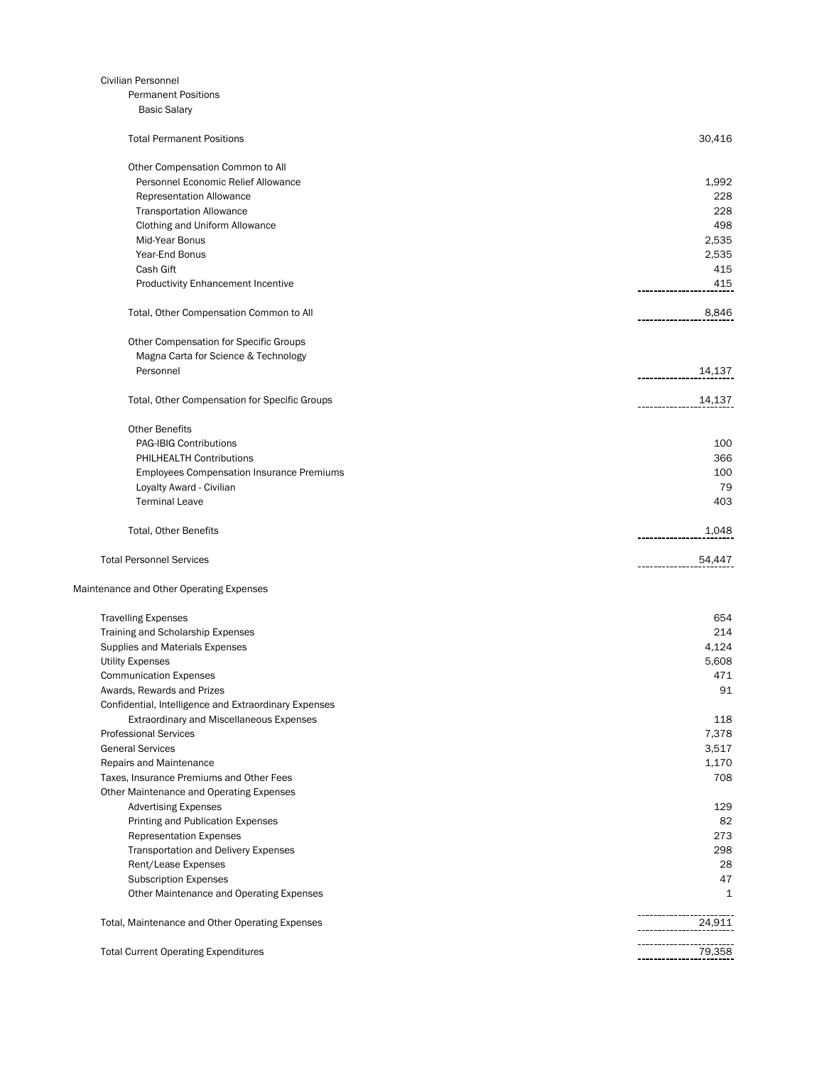| | |
|---|---:|
| Civilian Personnel | |
| Permanent Positions | |
| Basic Salary | |
| Total Permanent Positions | 30,416 |
| Other Compensation Common to All | |
| Personnel Economic Relief Allowance | 1,992 |
| Representation Allowance | 228 |
| Transportation Allowance | 228 |
| Clothing and Uniform Allowance | 498 |
| Mid-Year Bonus | 2,535 |
| Year-End Bonus | 2,535 |
| Cash Gift | 415 |
| Productivity Enhancement Incentive | 415 |
| Total, Other Compensation Common to All | 8,846 |
| Other Compensation for Specific Groups | |
| Magna Carta for Science & Technology Personnel | 14,137 |
| Total, Other Compensation for Specific Groups | 14,137 |
| Other Benefits | |
| PAG-IBIG Contributions | 100 |
| PHILHEALTH Contributions | 366 |
| Employees Compensation Insurance Premiums | 100 |
| Loyalty Award - Civilian | 79 |
| Terminal Leave | 403 |
| Total, Other Benefits | 1,048 |
| Total Personnel Services | 54,447 |
| Maintenance and Other Operating Expenses | |
| Travelling Expenses | 654 |
| Training and Scholarship Expenses | 214 |
| Supplies and Materials Expenses | 4,124 |
| Utility Expenses | 5,608 |
| Communication Expenses | 471 |
| Awards, Rewards and Prizes | 91 |
| Confidential, Intelligence and Extraordinary Expenses | |
| Extraordinary and Miscellaneous Expenses | 118 |
| Professional Services | 7,378 |
| General Services | 3,517 |
| Repairs and Maintenance | 1,170 |
| Taxes, Insurance Premiums and Other Fees | 708 |
| Other Maintenance and Operating Expenses | |
| Advertising Expenses | 129 |
| Printing and Publication Expenses | 82 |
| Representation Expenses | 273 |
| Transportation and Delivery Expenses | 298 |
| Rent/Lease Expenses | 28 |
| Subscription Expenses | 47 |
| Other Maintenance and Operating Expenses | 1 |
| Total, Maintenance and Other Operating Expenses | 24,911 |
| Total Current Operating Expenditures | 79,358 |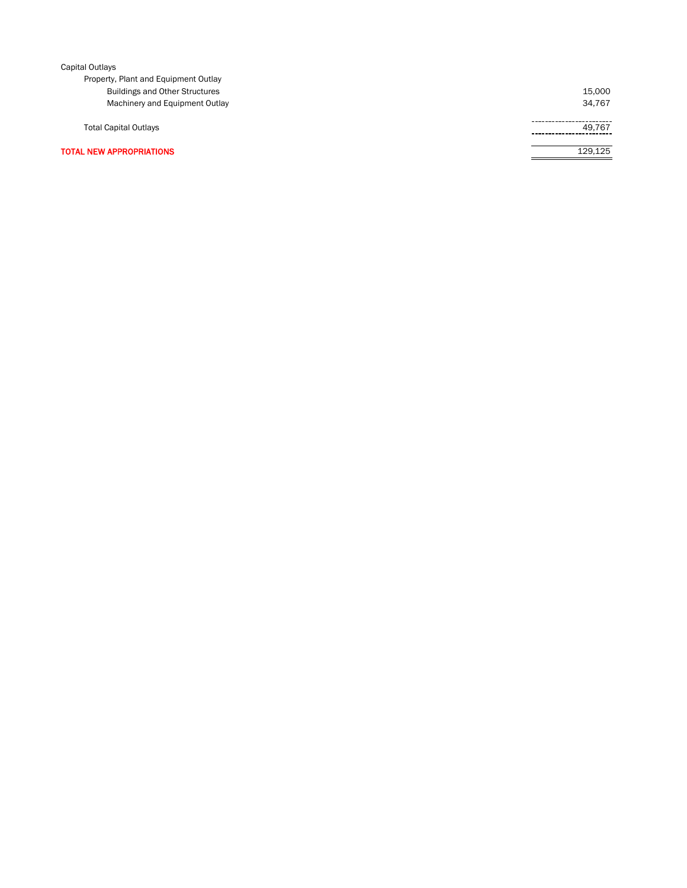| | |
|---|---|
| Capital Outlays | |
| Property, Plant and Equipment Outlay | |
| Buildings and Other Structures | 15,000 |
| Machinery and Equipment Outlay | 34,767 |
| Total Capital Outlays | 49,767 |
| **TOTAL NEW APPROPRIATIONS** | 129,125 |